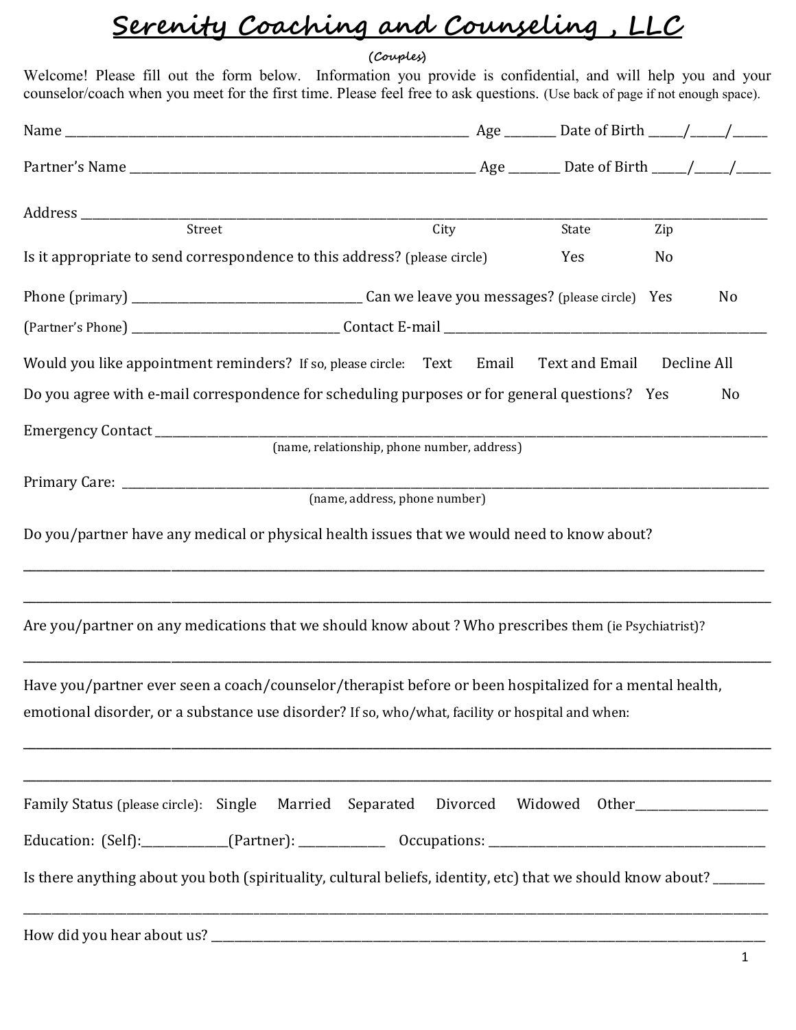# Serenity Coaching and Counseling , LLC

*(Couples)*

Welcome! Please fill out the form below. Information you provide is confidential, and will help you and your counselor/coach when you meet for the first time. Please feel free to ask questions. (Use back of page if not enough space).

Name ____________________________________________ Age ______ Date of Birth _____/_____/_____

Partner's Name ____________________________________________ Age ______ Date of Birth _____/_____/_____

Address ______________________________________________________________________________
Street City State Zip

Is it appropriate to send correspondence to this address? (please circle) Yes No

Phone (primary) ____________________________ Can we leave you messages? (please circle) Yes No

(Partner's Phone) __________________________ Contact E-mail ________________________________

Would you like appointment reminders? If so, please circle: Text Email Text and Email Decline All

Do you agree with e-mail correspondence for scheduling purposes or for general questions? Yes No

Emergency Contact _____________________________________________________________________
(name, relationship, phone number, address)

Primary Care: _________________________________________________________________________
(name, address, phone number)

Do you/partner have any medical or physical health issues that we would need to know about?

______________________________________________________________________________________

______________________________________________________________________________________

Are you/partner on any medications that we should know about ? Who prescribes them (ie Psychiatrist)?

______________________________________________________________________________________

Have you/partner ever seen a coach/counselor/therapist before or been hospitalized for a mental health, emotional disorder, or a substance use disorder? If so, who/what, facility or hospital and when:

______________________________________________________________________________________

______________________________________________________________________________________

Family Status (please circle): Single Married Separated Divorced Widowed Other_______________

Education: (Self):____________(Partner): ____________ Occupations: ______________________________

Is there anything about you both (spirituality, cultural beliefs, identity, etc) that we should know about? ______

______________________________________________________________________________________

How did you hear about us? _____________________________________________________________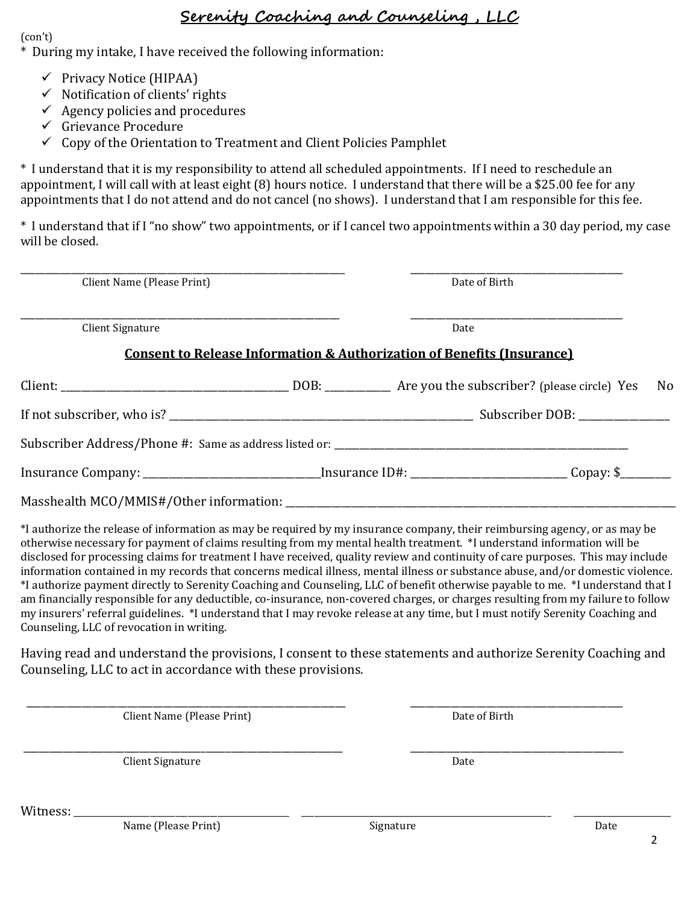# Serenity Coaching and Counseling , LLC

(con't)

* During my intake, I have received the following information:

- ✓ Privacy Notice (HIPAA)
- ✓ Notification of clients' rights
- ✓ Agency policies and procedures
- ✓ Grievance Procedure
- ✓ Copy of the Orientation to Treatment and Client Policies Pamphlet

* I understand that it is my responsibility to attend all scheduled appointments. If I need to reschedule an appointment, I will call with at least eight (8) hours notice. I understand that there will be a $25.00 fee for any appointments that I do not attend and do not cancel (no shows). I understand that I am responsible for this fee.

* I understand that if I "no show" two appointments, or if I cancel two appointments within a 30 day period, my case will be closed.

\_\_\_\_\_\_\_\_\_\_\_\_\_\_\_\_\_\_\_\_\_\_\_\_\_\_\_\_\_\_\_\_\_\_\_\_ Client Name (Please Print) &nbsp;&nbsp;&nbsp;&nbsp; \_\_\_\_\_\_\_\_\_\_\_\_\_\_\_\_\_\_\_\_\_\_\_\_ Date of Birth

\_\_\_\_\_\_\_\_\_\_\_\_\_\_\_\_\_\_\_\_\_\_\_\_\_\_\_\_\_\_\_\_\_\_\_\_ Client Signature &nbsp;&nbsp;&nbsp;&nbsp; \_\_\_\_\_\_\_\_\_\_\_\_\_\_\_\_\_\_\_\_\_\_\_\_ Date

## Consent to Release Information & Authorization of Benefits (Insurance)

Client: \_\_\_\_\_\_\_\_\_\_\_\_\_\_\_\_\_\_\_\_\_\_\_\_\_\_\_\_ DOB: \_\_\_\_\_\_\_\_\_ Are you the subscriber? (please circle) Yes No

If not subscriber, who is? \_\_\_\_\_\_\_\_\_\_\_\_\_\_\_\_\_\_\_\_\_\_\_\_\_\_\_\_\_\_\_\_\_\_\_\_\_\_\_\_ Subscriber DOB: \_\_\_\_\_\_\_\_\_\_\_\_

Subscriber Address/Phone #: Same as address listed or: \_\_\_\_\_\_\_\_\_\_\_\_\_\_\_\_\_\_\_\_\_\_\_\_\_\_\_\_\_\_\_\_\_\_\_\_\_\_\_\_

Insurance Company: \_\_\_\_\_\_\_\_\_\_\_\_\_\_\_\_\_\_\_\_\_\_\_Insurance ID#: \_\_\_\_\_\_\_\_\_\_\_\_\_\_\_\_\_\_\_\_ Copay: $\_\_\_\_\_\_\_

Masshealth MCO/MMIS#/Other information: \_\_\_\_\_\_\_\_\_\_\_\_\_\_\_\_\_\_\_\_\_\_\_\_\_\_\_\_\_\_\_\_\_\_\_\_\_\_\_\_\_\_\_\_\_\_\_\_\_\_\_\_

*I authorize the release of information as may be required by my insurance company, their reimbursing agency, or as may be otherwise necessary for payment of claims resulting from my mental health treatment. *I understand information will be disclosed for processing claims for treatment I have received, quality review and continuity of care purposes. This may include information contained in my records that concerns medical illness, mental illness or substance abuse, and/or domestic violence. *I authorize payment directly to Serenity Coaching and Counseling, LLC of benefit otherwise payable to me. *I understand that I am financially responsible for any deductible, co-insurance, non-covered charges, or charges resulting from my failure to follow my insurers' referral guidelines. *I understand that I may revoke release at any time, but I must notify Serenity Coaching and Counseling, LLC of revocation in writing.

Having read and understand the provisions, I consent to these statements and authorize Serenity Coaching and Counseling, LLC to act in accordance with these provisions.

\_\_\_\_\_\_\_\_\_\_\_\_\_\_\_\_\_\_\_\_\_\_\_\_\_\_\_\_\_\_\_\_\_\_\_\_ Client Name (Please Print) &nbsp;&nbsp;&nbsp;&nbsp; \_\_\_\_\_\_\_\_\_\_\_\_\_\_\_\_\_\_\_\_\_\_\_\_ Date of Birth

\_\_\_\_\_\_\_\_\_\_\_\_\_\_\_\_\_\_\_\_\_\_\_\_\_\_\_\_\_\_\_\_\_\_\_\_ Client Signature &nbsp;&nbsp;&nbsp;&nbsp; \_\_\_\_\_\_\_\_\_\_\_\_\_\_\_\_\_\_\_\_\_\_\_\_ Date

Witness: \_\_\_\_\_\_\_\_\_\_\_\_\_\_\_\_\_\_\_\_\_\_\_\_\_\_ Name (Please Print) &nbsp;&nbsp;&nbsp;&nbsp; \_\_\_\_\_\_\_\_\_\_\_\_\_\_\_\_\_\_\_\_\_\_\_\_\_\_\_\_ Signature &nbsp;&nbsp;&nbsp;&nbsp; \_\_\_\_\_\_\_\_\_\_\_\_ Date